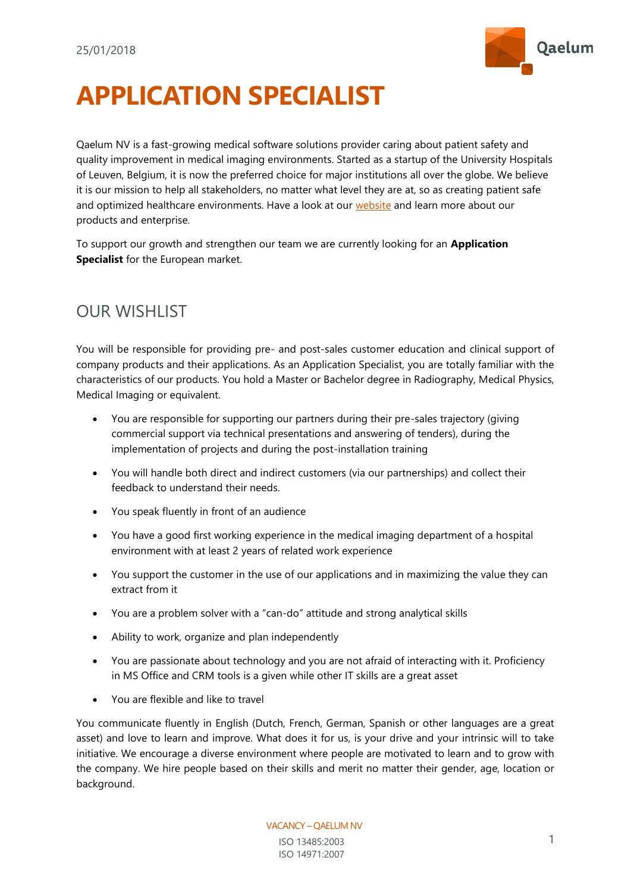25/01/2018

# APPLICATION SPECIALIST

Qaelum NV is a fast-growing medical software solutions provider caring about patient safety and quality improvement in medical imaging environments. Started as a startup of the University Hospitals of Leuven, Belgium, it is now the preferred choice for major institutions all over the globe. We believe it is our mission to help all stakeholders, no matter what level they are at, so as creating patient safe and optimized healthcare environments. Have a look at our website and learn more about our products and enterprise.

To support our growth and strengthen our team we are currently looking for an **Application Specialist** for the European market.

## OUR WISHLIST

You will be responsible for providing pre- and post-sales customer education and clinical support of company products and their applications. As an Application Specialist, you are totally familiar with the characteristics of our products. You hold a Master or Bachelor degree in Radiography, Medical Physics, Medical Imaging or equivalent.

- You are responsible for supporting our partners during their pre-sales trajectory (giving commercial support via technical presentations and answering of tenders), during the implementation of projects and during the post-installation training
- You will handle both direct and indirect customers (via our partnerships) and collect their feedback to understand their needs.
- You speak fluently in front of an audience
- You have a good first working experience in the medical imaging department of a hospital environment with at least 2 years of related work experience
- You support the customer in the use of our applications and in maximizing the value they can extract from it
- You are a problem solver with a "can-do" attitude and strong analytical skills
- Ability to work, organize and plan independently
- You are passionate about technology and you are not afraid of interacting with it. Proficiency in MS Office and CRM tools is a given while other IT skills are a great asset
- You are flexible and like to travel

You communicate fluently in English (Dutch, French, German, Spanish or other languages are a great asset) and love to learn and improve. What does it for us, is your drive and your intrinsic will to take initiative. We encourage a diverse environment where people are motivated to learn and to grow with the company. We hire people based on their skills and merit no matter their gender, age, location or background.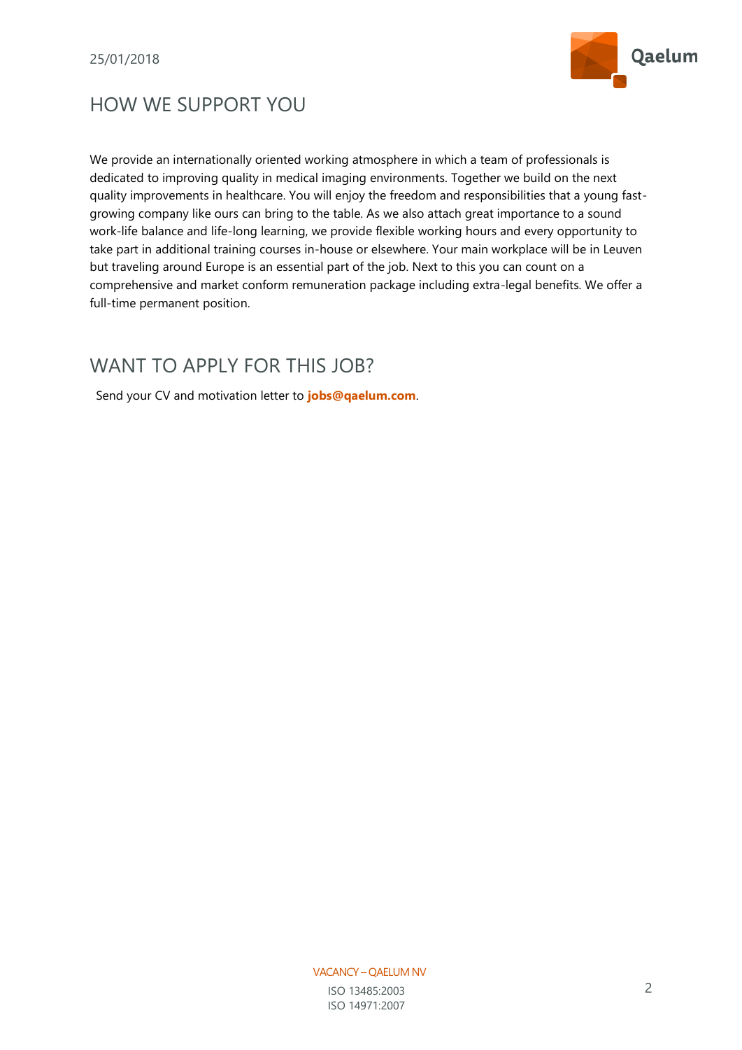## HOW WE SUPPORT YOU

We provide an internationally oriented working atmosphere in which a team of professionals is dedicated to improving quality in medical imaging environments. Together we build on the next quality improvements in healthcare. You will enjoy the freedom and responsibilities that a young fast-growing company like ours can bring to the table. As we also attach great importance to a sound work-life balance and life-long learning, we provide flexible working hours and every opportunity to take part in additional training courses in-house or elsewhere. Your main workplace will be in Leuven but traveling around Europe is an essential part of the job. Next to this you can count on a comprehensive and market conform remuneration package including extra-legal benefits. We offer a full-time permanent position.

## WANT TO APPLY FOR THIS JOB?

Send your CV and motivation letter to **jobs@qaelum.com**.